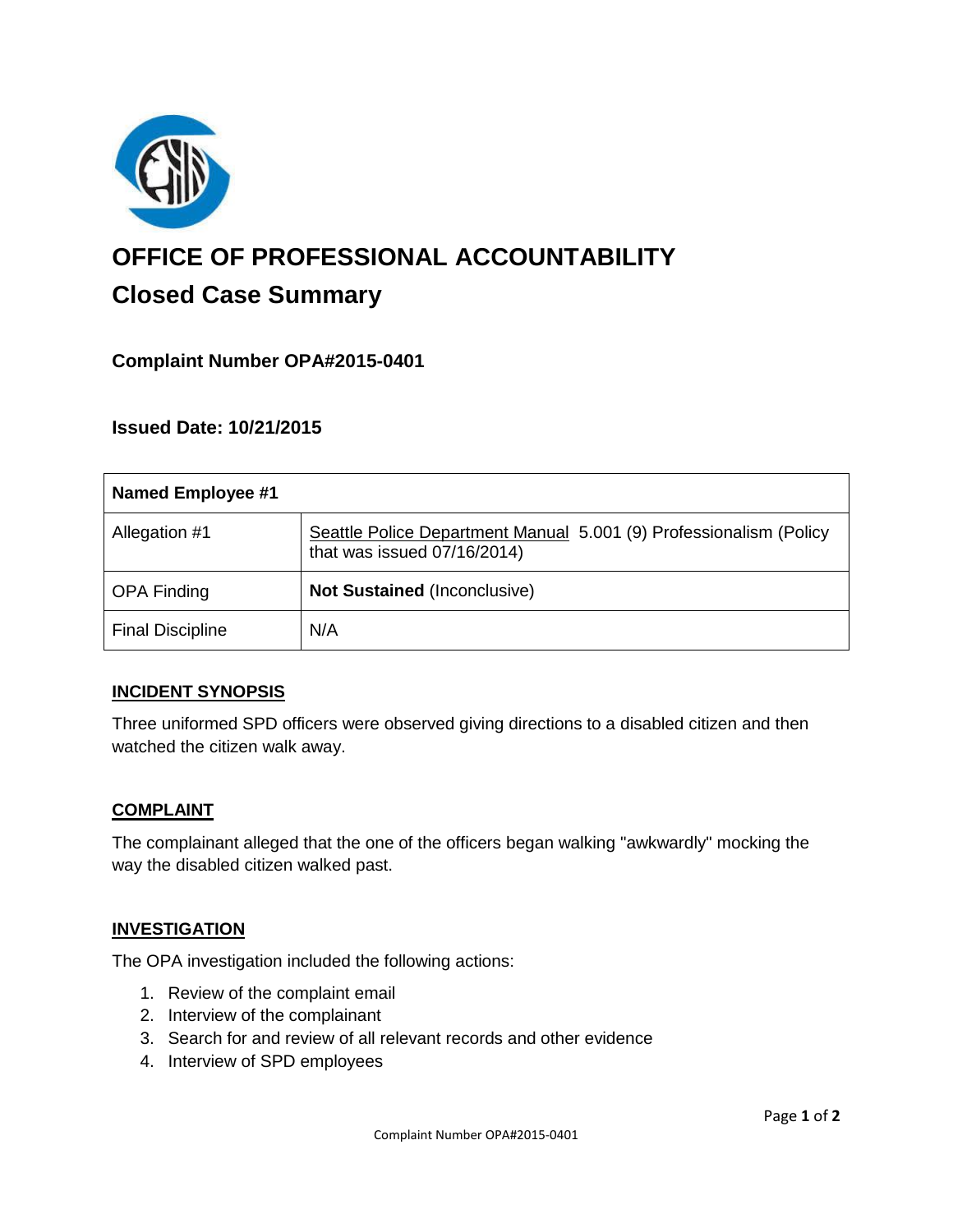# OFFICE OF PROFESSIONAL ACCOUNTABILITY

## Closed Case Summary

### Complaint Number OPA#2015-0401

### Issued Date: 10/21/2015

| Named Employee #1 | |
|---|---|
| Allegation #1 | Seattle Police Department Manual 5.001 (9) Professionalism (Policy that was issued 07/16/2014) |
| OPA Finding | **Not Sustained** (Inconclusive) |
| Final Discipline | N/A |

**INCIDENT SYNOPSIS**

Three uniformed SPD officers were observed giving directions to a disabled citizen and then watched the citizen walk away.

**COMPLAINT**

The complainant alleged that the one of the officers began walking "awkwardly" mocking the way the disabled citizen walked past.

**INVESTIGATION**

The OPA investigation included the following actions:

1. Review of the complaint email
2. Interview of the complainant
3. Search for and review of all relevant records and other evidence
4. Interview of SPD employees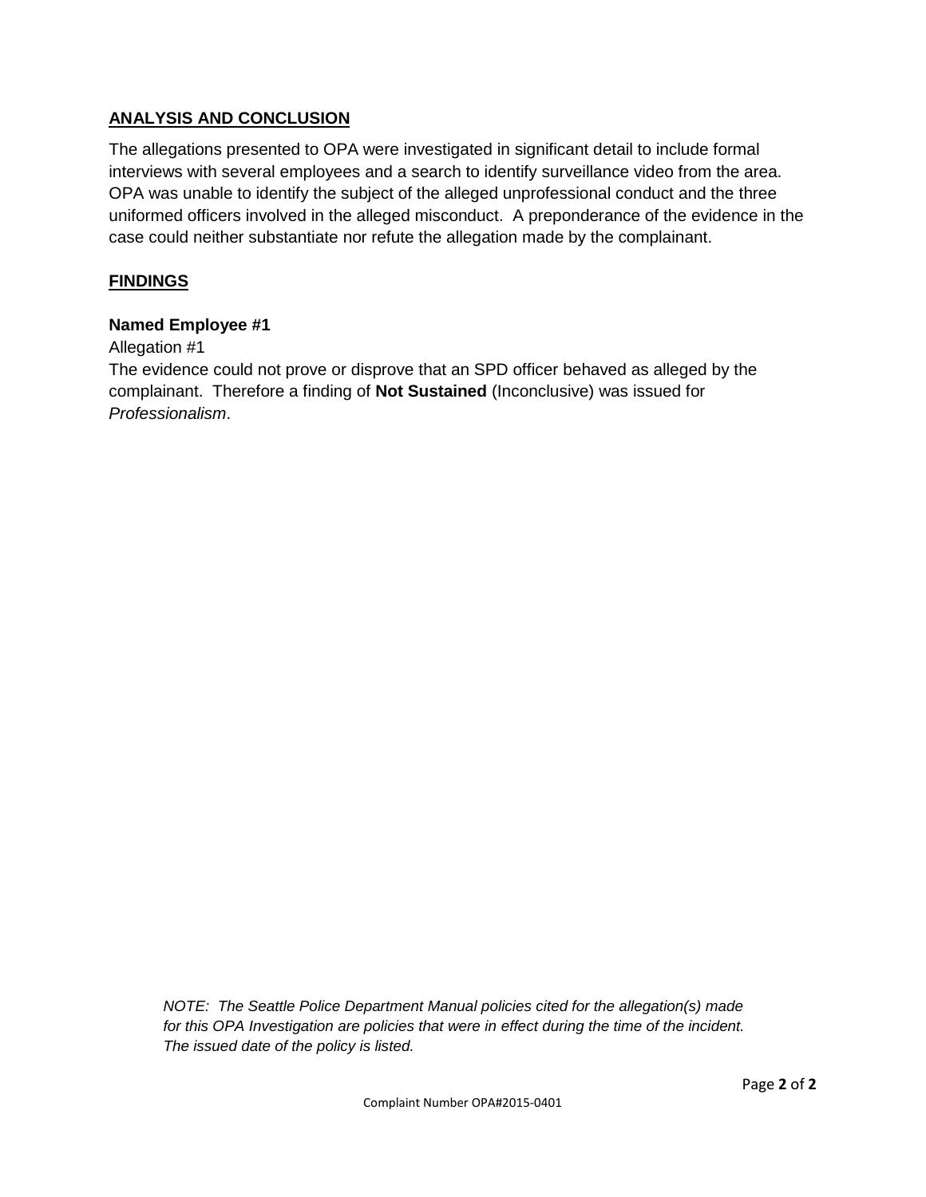## ANALYSIS AND CONCLUSION

The allegations presented to OPA were investigated in significant detail to include formal interviews with several employees and a search to identify surveillance video from the area. OPA was unable to identify the subject of the alleged unprofessional conduct and the three uniformed officers involved in the alleged misconduct. A preponderance of the evidence in the case could neither substantiate nor refute the allegation made by the complainant.

## FINDINGS

**Named Employee #1**

Allegation #1

The evidence could not prove or disprove that an SPD officer behaved as alleged by the complainant. Therefore a finding of **Not Sustained** (Inconclusive) was issued for *Professionalism*.

*NOTE: The Seattle Police Department Manual policies cited for the allegation(s) made for this OPA Investigation are policies that were in effect during the time of the incident. The issued date of the policy is listed.*

Complaint Number OPA#2015-0401